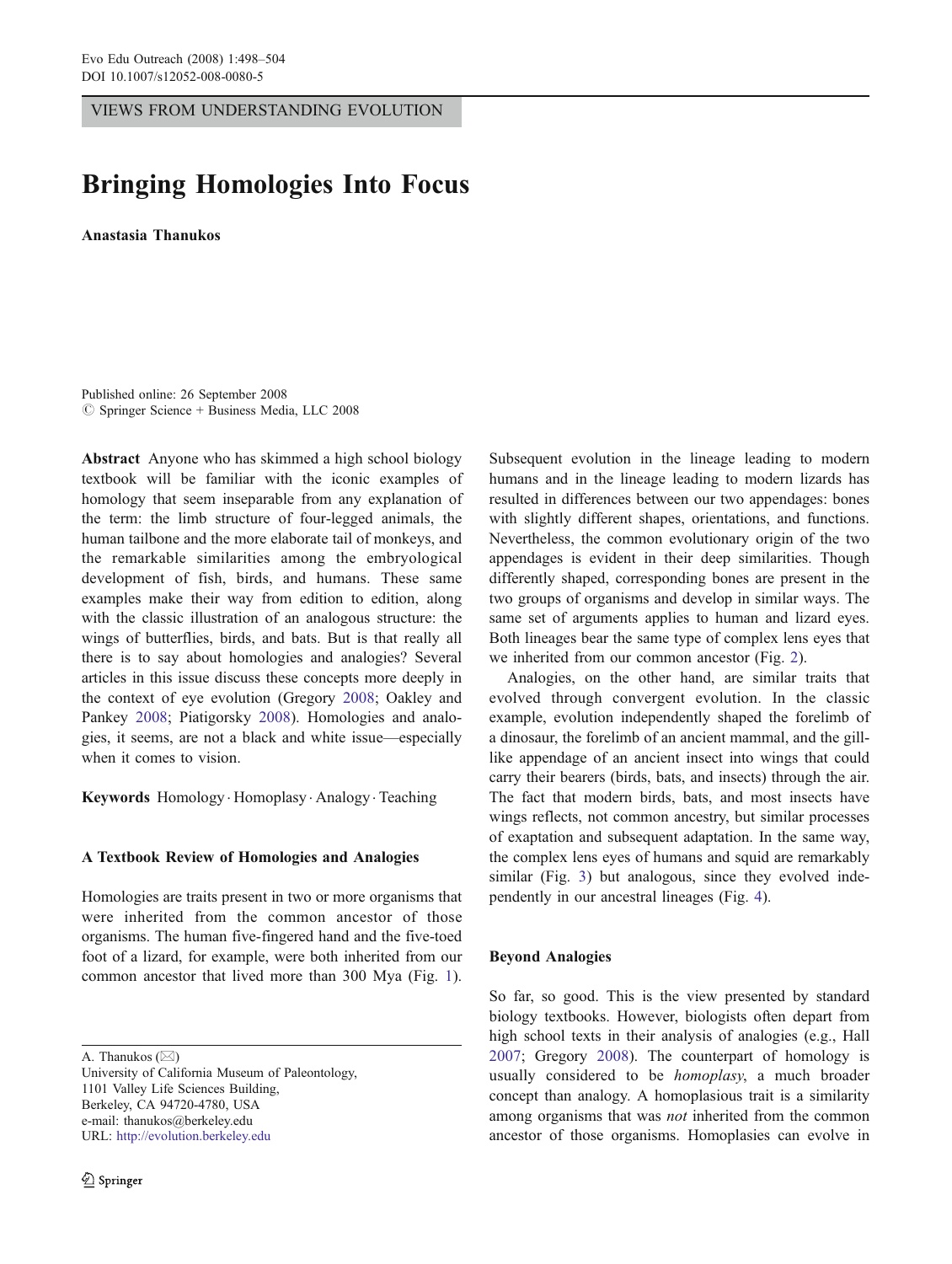VIEWS FROM UNDERSTANDING EVOLUTION

# Bringing Homologies Into Focus

**Anastasia Thanukos**

Published online: 26 September 2008
© Springer Science + Business Media, LLC 2008

**Abstract** Anyone who has skimmed a high school biology textbook will be familiar with the iconic examples of homology that seem inseparable from any explanation of the term: the limb structure of four-legged animals, the human tailbone and the more elaborate tail of monkeys, and the remarkable similarities among the embryological development of fish, birds, and humans. These same examples make their way from edition to edition, along with the classic illustration of an analogous structure: the wings of butterflies, birds, and bats. But is that really all there is to say about homologies and analogies? Several articles in this issue discuss these concepts more deeply in the context of eye evolution (Gregory 2008; Oakley and Pankey 2008; Piatigorsky 2008). Homologies and analogies, it seems, are not a black and white issue—especially when it comes to vision.

**Keywords** Homology · Homoplasy · Analogy · Teaching

## A Textbook Review of Homologies and Analogies

Homologies are traits present in two or more organisms that were inherited from the common ancestor of those organisms. The human five-fingered hand and the five-toed foot of a lizard, for example, were both inherited from our common ancestor that lived more than 300 Mya (Fig. 1). Subsequent evolution in the lineage leading to modern humans and in the lineage leading to modern lizards has resulted in differences between our two appendages: bones with slightly different shapes, orientations, and functions. Nevertheless, the common evolutionary origin of the two appendages is evident in their deep similarities. Though differently shaped, corresponding bones are present in the two groups of organisms and develop in similar ways. The same set of arguments applies to human and lizard eyes. Both lineages bear the same type of complex lens eyes that we inherited from our common ancestor (Fig. 2).

Analogies, on the other hand, are similar traits that evolved through convergent evolution. In the classic example, evolution independently shaped the forelimb of a dinosaur, the forelimb of an ancient mammal, and the gill-like appendage of an ancient insect into wings that could carry their bearers (birds, bats, and insects) through the air. The fact that modern birds, bats, and most insects have wings reflects, not common ancestry, but similar processes of exaptation and subsequent adaptation. In the same way, the complex lens eyes of humans and squid are remarkably similar (Fig. 3) but analogous, since they evolved independently in our ancestral lineages (Fig. 4).

## Beyond Analogies

So far, so good. This is the view presented by standard biology textbooks. However, biologists often depart from high school texts in their analysis of analogies (e.g., Hall 2007; Gregory 2008). The counterpart of homology is usually considered to be *homoplasy*, a much broader concept than analogy. A homoplasious trait is a similarity among organisms that was *not* inherited from the common ancestor of those organisms. Homoplasies can evolve in

A. Thanukos (✉)
University of California Museum of Paleontology,
1101 Valley Life Sciences Building,
Berkeley, CA 94720-4780, USA
e-mail: thanukos@berkeley.edu
URL: http://evolution.berkeley.edu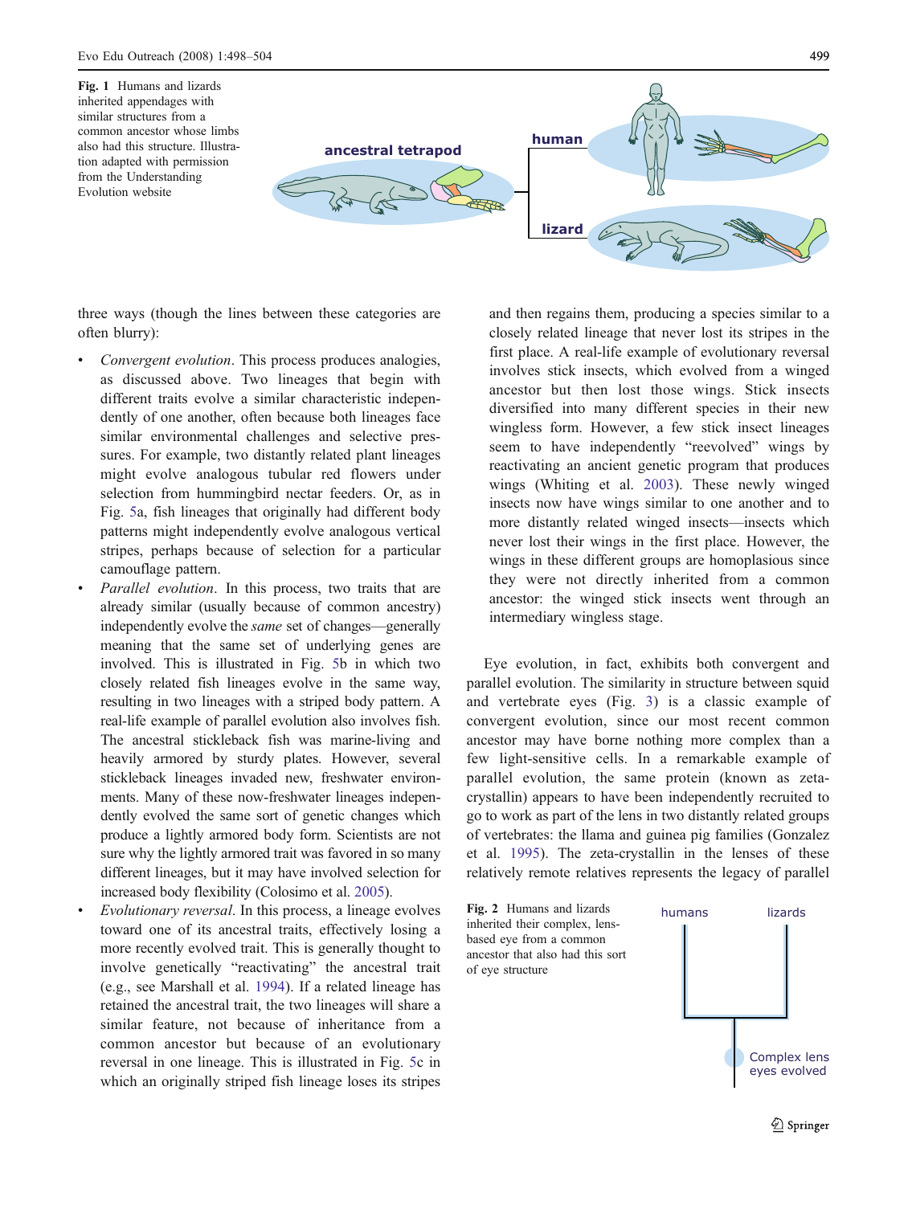Fig. 1 Humans and lizards inherited appendages with similar structures from a common ancestor whose limbs also had this structure. Illustration adapted with permission from the Understanding Evolution website

ancestral tetrapod

human

lizard

three ways (though the lines between these categories are often blurry):

- *Convergent evolution*. This process produces analogies, as discussed above. Two lineages that begin with different traits evolve a similar characteristic independently of one another, often because both lineages face similar environmental challenges and selective pressures. For example, two distantly related plant lineages might evolve analogous tubular red flowers under selection from hummingbird nectar feeders. Or, as in Fig. 5a, fish lineages that originally had different body patterns might independently evolve analogous vertical stripes, perhaps because of selection for a particular camouflage pattern.
- *Parallel evolution*. In this process, two traits that are already similar (usually because of common ancestry) independently evolve the *same* set of changes—generally meaning that the same set of underlying genes are involved. This is illustrated in Fig. 5b in which two closely related fish lineages evolve in the same way, resulting in two lineages with a striped body pattern. A real-life example of parallel evolution also involves fish. The ancestral stickleback fish was marine-living and heavily armored by sturdy plates. However, several stickleback lineages invaded new, freshwater environments. Many of these now-freshwater lineages independently evolved the same sort of genetic changes which produce a lightly armored body form. Scientists are not sure why the lightly armored trait was favored in so many different lineages, but it may have involved selection for increased body flexibility (Colosimo et al. 2005).
- *Evolutionary reversal*. In this process, a lineage evolves toward one of its ancestral traits, effectively losing a more recently evolved trait. This is generally thought to involve genetically "reactivating" the ancestral trait (e.g., see Marshall et al. 1994). If a related lineage has retained the ancestral trait, the two lineages will share a similar feature, not because of inheritance from a common ancestor but because of an evolutionary reversal in one lineage. This is illustrated in Fig. 5c in which an originally striped fish lineage loses its stripes and then regains them, producing a species similar to a closely related lineage that never lost its stripes in the first place. A real-life example of evolutionary reversal involves stick insects, which evolved from a winged ancestor but then lost those wings. Stick insects diversified into many different species in their new wingless form. However, a few stick insect lineages seem to have independently "reevolved" wings by reactivating an ancient genetic program that produces wings (Whiting et al. 2003). These newly winged insects now have wings similar to one another and to more distantly related winged insects—insects which never lost their wings in the first place. However, the wings in these different groups are homoplasious since they were not directly inherited from a common ancestor: the winged stick insects went through an intermediary wingless stage.

Eye evolution, in fact, exhibits both convergent and parallel evolution. The similarity in structure between squid and vertebrate eyes (Fig. 3) is a classic example of convergent evolution, since our most recent common ancestor may have borne nothing more complex than a few light-sensitive cells. In a remarkable example of parallel evolution, the same protein (known as zeta-crystallin) appears to have been independently recruited to go to work as part of the lens in two distantly related groups of vertebrates: the llama and guinea pig families (Gonzalez et al. 1995). The zeta-crystallin in the lenses of these relatively remote relatives represents the legacy of parallel

Fig. 2 Humans and lizards inherited their complex, lens-based eye from a common ancestor that also had this sort of eye structure

humans

lizards

Complex lens eyes evolved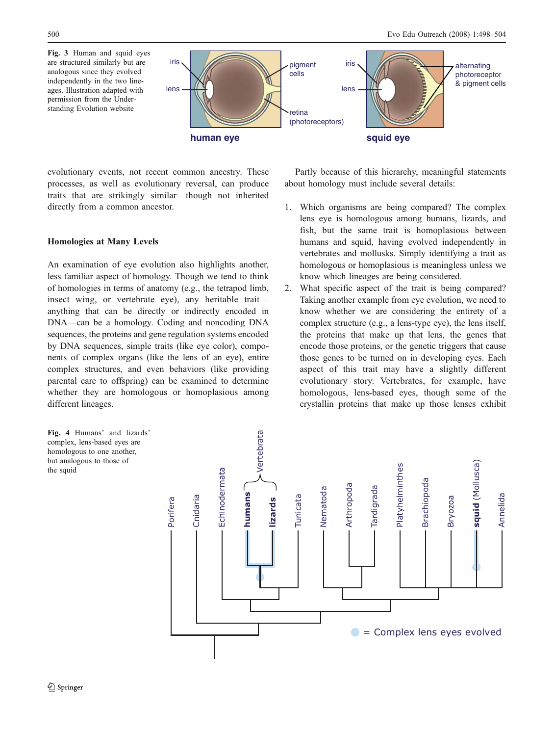Fig. 3 Human and squid eyes are structured similarly but are analogous since they evolved independently in the two lineages. Illustration adapted with permission from the Understanding Evolution website

evolutionary events, not recent common ancestry. These processes, as well as evolutionary reversal, can produce traits that are strikingly similar—though not inherited directly from a common ancestor.

### Homologies at Many Levels

An examination of eye evolution also highlights another, less familiar aspect of homology. Though we tend to think of homologies in terms of anatomy (e.g., the tetrapod limb, insect wing, or vertebrate eye), any heritable trait—anything that can be directly or indirectly encoded in DNA—can be a homology. Coding and noncoding DNA sequences, the proteins and gene regulation systems encoded by DNA sequences, simple traits (like eye color), components of complex organs (like the lens of an eye), entire complex structures, and even behaviors (like providing parental care to offspring) can be examined to determine whether they are homologous or homoplasious among different lineages.

Partly because of this hierarchy, meaningful statements about homology must include several details:

1. Which organisms are being compared? The complex lens eye is homologous among humans, lizards, and fish, but the same trait is homoplasious between humans and squid, having evolved independently in vertebrates and mollusks. Simply identifying a trait as homologous or homoplasious is meaningless unless we know which lineages are being considered.
2. What specific aspect of the trait is being compared? Taking another example from eye evolution, we need to know whether we are considering the entirety of a complex structure (e.g., a lens-type eye), the lens itself, the proteins that make up that lens, the genes that encode those proteins, or the genetic triggers that cause those genes to be turned on in developing eyes. Each aspect of this trait may have a slightly different evolutionary story. Vertebrates, for example, have homologous, lens-based eyes, though some of the crystallin proteins that make up those lenses exhibit

Fig. 4 Humans' and lizards' complex, lens-based eyes are homologous to one another, but analogous to those of the squid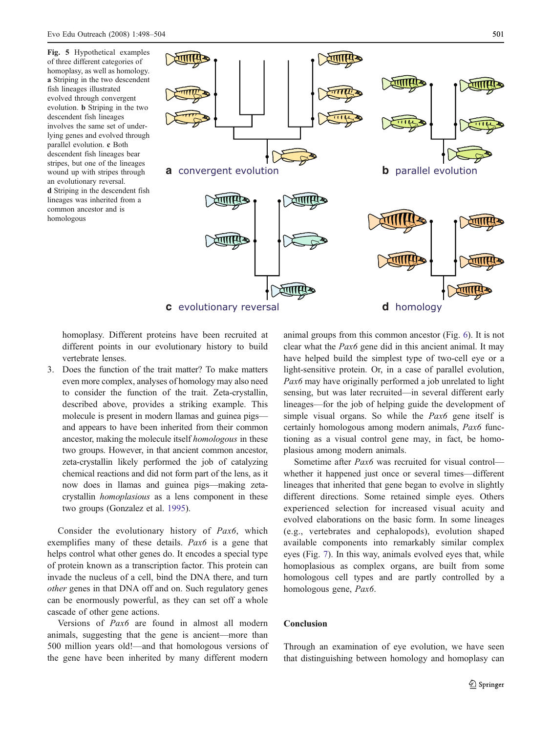Fig. 5 Hypothetical examples of three different categories of homoplasy, as well as homology. **a** Striping in the two descendent fish lineages illustrated evolved through convergent evolution. **b** Striping in the two descendent fish lineages involves the same set of underlying genes and evolved through parallel evolution. **c** Both descendent fish lineages bear stripes, but one of the lineages wound up with stripes through an evolutionary reversal. **d** Striping in the descendent fish lineages was inherited from a common ancestor and is homologous

homoplasy. Different proteins have been recruited at different points in our evolutionary history to build vertebrate lenses.

3. Does the function of the trait matter? To make matters even more complex, analyses of homology may also need to consider the function of the trait. Zeta-crystallin, described above, provides a striking example. This molecule is present in modern llamas and guinea pigs—and appears to have been inherited from their common ancestor, making the molecule itself *homologous* in these two groups. However, in that ancient common ancestor, zeta-crystallin likely performed the job of catalyzing chemical reactions and did not form part of the lens, as it now does in llamas and guinea pigs—making zeta-crystallin *homoplasious* as a lens component in these two groups (Gonzalez et al. 1995).

Consider the evolutionary history of *Pax6*, which exemplifies many of these details. *Pax6* is a gene that helps control what other genes do. It encodes a special type of protein known as a transcription factor. This protein can invade the nucleus of a cell, bind the DNA there, and turn *other* genes in that DNA off and on. Such regulatory genes can be enormously powerful, as they can set off a whole cascade of other gene actions.

Versions of *Pax6* are found in almost all modern animals, suggesting that the gene is ancient—more than 500 million years old!—and that homologous versions of the gene have been inherited by many different modern animal groups from this common ancestor (Fig. 6). It is not clear what the *Pax6* gene did in this ancient animal. It may have helped build the simplest type of two-cell eye or a light-sensitive protein. Or, in a case of parallel evolution, *Pax6* may have originally performed a job unrelated to light sensing, but was later recruited—in several different early lineages—for the job of helping guide the development of simple visual organs. So while the *Pax6* gene itself is certainly homologous among modern animals, *Pax6* functioning as a visual control gene may, in fact, be homoplasious among modern animals.

Sometime after *Pax6* was recruited for visual control—whether it happened just once or several times—different lineages that inherited that gene began to evolve in slightly different directions. Some retained simple eyes. Others experienced selection for increased visual acuity and evolved elaborations on the basic form. In some lineages (e.g., vertebrates and cephalopods), evolution shaped available components into remarkably similar complex eyes (Fig. 7). In this way, animals evolved eyes that, while homoplasious as complex organs, are built from some homologous cell types and are partly controlled by a homologous gene, *Pax6*.

## Conclusion

Through an examination of eye evolution, we have seen that distinguishing between homology and homoplasy can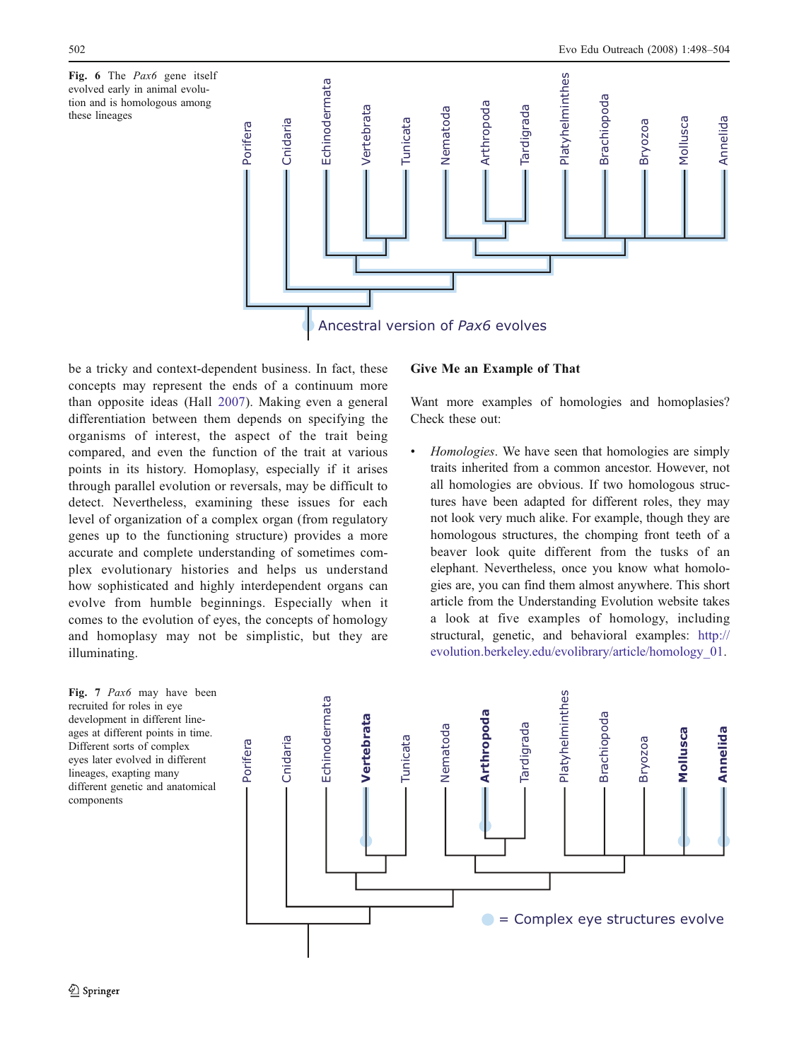Fig. 6 The *Pax6* gene itself evolved early in animal evolution and is homologous among these lineages

Fig. 7 *Pax6* may have been recruited for roles in eye development in different lineages at different points in time. Different sorts of complex eyes later evolved in different lineages, exapting many different genetic and anatomical components

be a tricky and context-dependent business. In fact, these concepts may represent the ends of a continuum more than opposite ideas (Hall 2007). Making even a general differentiation between them depends on specifying the organisms of interest, the aspect of the trait being compared, and even the function of the trait at various points in its history. Homoplasy, especially if it arises through parallel evolution or reversals, may be difficult to detect. Nevertheless, examining these issues for each level of organization of a complex organ (from regulatory genes up to the functioning structure) provides a more accurate and complete understanding of sometimes complex evolutionary histories and helps us understand how sophisticated and highly interdependent organs can evolve from humble beginnings. Especially when it comes to the evolution of eyes, the concepts of homology and homoplasy may not be simplistic, but they are illuminating.

## Give Me an Example of That

Want more examples of homologies and homoplasies? Check these out:

- *Homologies*. We have seen that homologies are simply traits inherited from a common ancestor. However, not all homologies are obvious. If two homologous structures have been adapted for different roles, they may not look very much alike. For example, though they are homologous structures, the chomping front teeth of a beaver look quite different from the tusks of an elephant. Nevertheless, once you know what homologies are, you can find them almost anywhere. This short article from the Understanding Evolution website takes a look at five examples of homology, including structural, genetic, and behavioral examples: http://evolution.berkeley.edu/evolibrary/article/homology_01.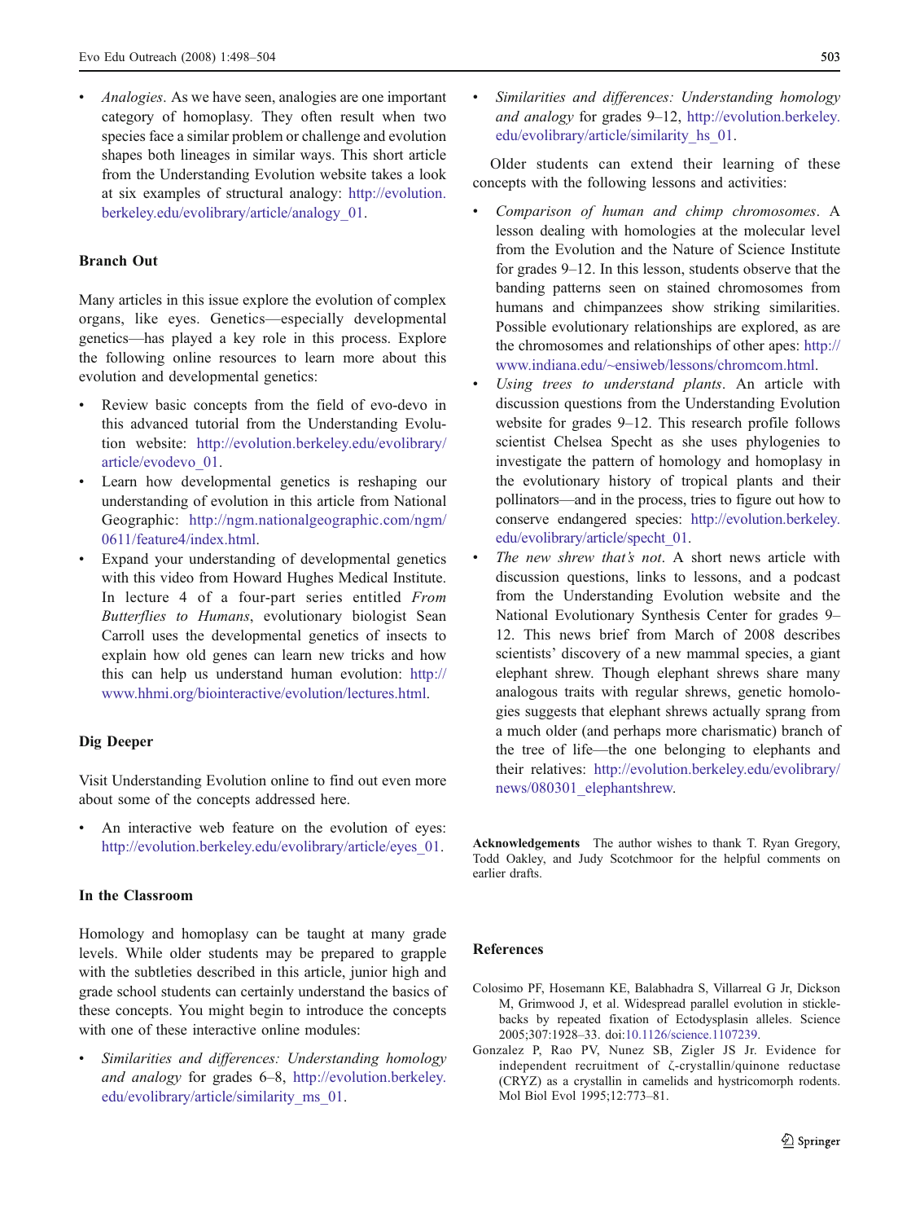- *Analogies*. As we have seen, analogies are one important category of homoplasy. They often result when two species face a similar problem or challenge and evolution shapes both lineages in similar ways. This short article from the Understanding Evolution website takes a look at six examples of structural analogy: http://evolution.berkeley.edu/evolibrary/article/analogy_01.

## Branch Out

Many articles in this issue explore the evolution of complex organs, like eyes. Genetics—especially developmental genetics—has played a key role in this process. Explore the following online resources to learn more about this evolution and developmental genetics:

- Review basic concepts from the field of evo-devo in this advanced tutorial from the Understanding Evolution website: http://evolution.berkeley.edu/evolibrary/article/evodevo_01.
- Learn how developmental genetics is reshaping our understanding of evolution in this article from National Geographic: http://ngm.nationalgeographic.com/ngm/0611/feature4/index.html.
- Expand your understanding of developmental genetics with this video from Howard Hughes Medical Institute. In lecture 4 of a four-part series entitled *From Butterflies to Humans*, evolutionary biologist Sean Carroll uses the developmental genetics of insects to explain how old genes can learn new tricks and how this can help us understand human evolution: http://www.hhmi.org/biointeractive/evolution/lectures.html.

## Dig Deeper

Visit Understanding Evolution online to find out even more about some of the concepts addressed here.

- An interactive web feature on the evolution of eyes: http://evolution.berkeley.edu/evolibrary/article/eyes_01.

## In the Classroom

Homology and homoplasy can be taught at many grade levels. While older students may be prepared to grapple with the subtleties described in this article, junior high and grade school students can certainly understand the basics of these concepts. You might begin to introduce the concepts with one of these interactive online modules:

- *Similarities and differences: Understanding homology and analogy* for grades 6–8, http://evolution.berkeley.edu/evolibrary/article/similarity_ms_01.
- *Similarities and differences: Understanding homology and analogy* for grades 9–12, http://evolution.berkeley.edu/evolibrary/article/similarity_hs_01.

Older students can extend their learning of these concepts with the following lessons and activities:

- *Comparison of human and chimp chromosomes*. A lesson dealing with homologies at the molecular level from the Evolution and the Nature of Science Institute for grades 9–12. In this lesson, students observe that the banding patterns seen on stained chromosomes from humans and chimpanzees show striking similarities. Possible evolutionary relationships are explored, as are the chromosomes and relationships of other apes: http://www.indiana.edu/~ensiweb/lessons/chromcom.html.
- *Using trees to understand plants*. An article with discussion questions from the Understanding Evolution website for grades 9–12. This research profile follows scientist Chelsea Specht as she uses phylogenies to investigate the pattern of homology and homoplasy in the evolutionary history of tropical plants and their pollinators—and in the process, tries to figure out how to conserve endangered species: http://evolution.berkeley.edu/evolibrary/article/specht_01.
- *The new shrew that's not*. A short news article with discussion questions, links to lessons, and a podcast from the Understanding Evolution website and the National Evolutionary Synthesis Center for grades 9–12. This news brief from March of 2008 describes scientists' discovery of a new mammal species, a giant elephant shrew. Though elephant shrews share many analogous traits with regular shrews, genetic homologies suggests that elephant shrews actually sprang from a much older (and perhaps more charismatic) branch of the tree of life—the one belonging to elephants and their relatives: http://evolution.berkeley.edu/evolibrary/news/080301_elephantshrew.

**Acknowledgements** The author wishes to thank T. Ryan Gregory, Todd Oakley, and Judy Scotchmoor for the helpful comments on earlier drafts.

## References

Colosimo PF, Hosemann KE, Balabhadra S, Villarreal G Jr, Dickson M, Grimwood J, et al. Widespread parallel evolution in sticklebacks by repeated fixation of Ectodysplasin alleles. Science 2005;307:1928–33. doi:10.1126/science.1107239.

Gonzalez P, Rao PV, Nunez SB, Zigler JS Jr. Evidence for independent recruitment of ζ-crystallin/quinone reductase (CRYZ) as a crystallin in camelids and hystricomorph rodents. Mol Biol Evol 1995;12:773–81.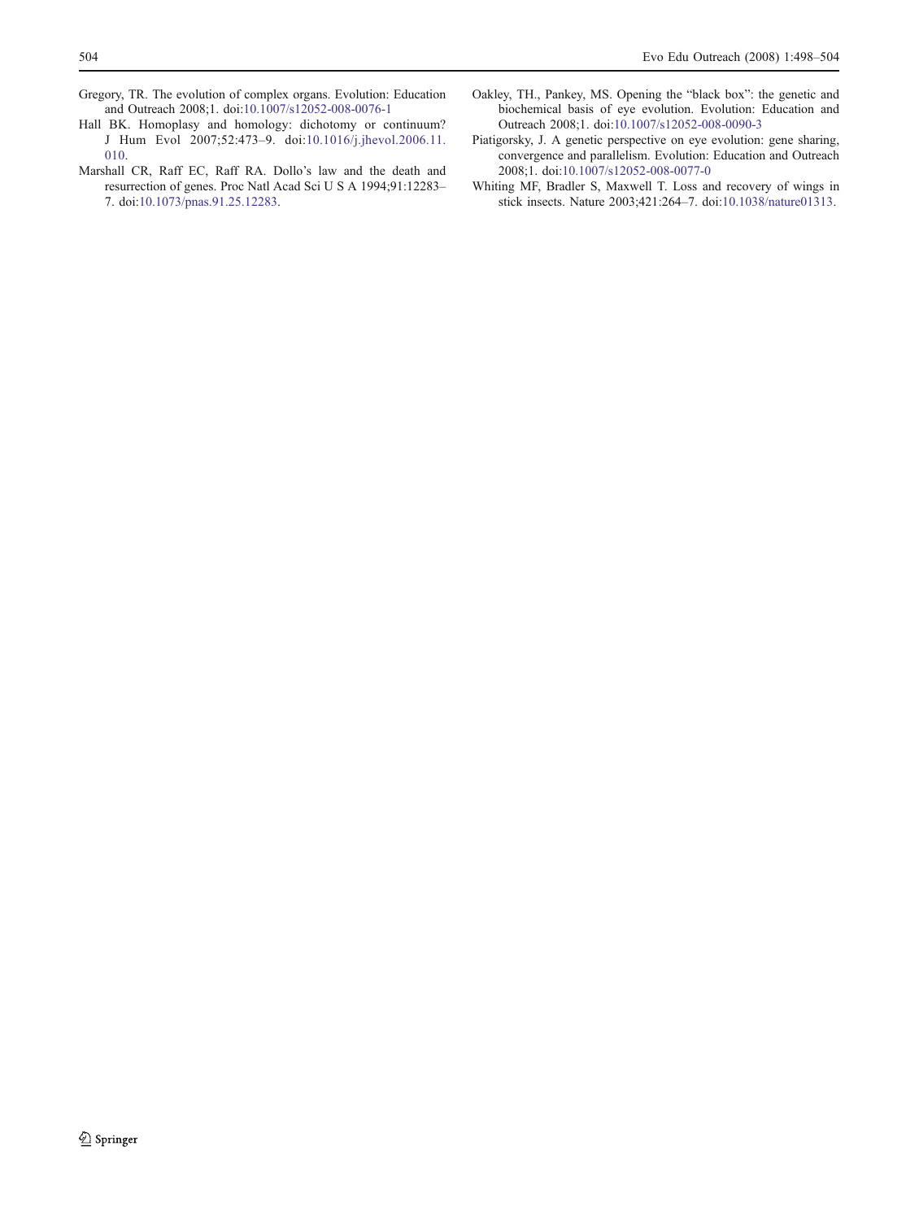Gregory, TR. The evolution of complex organs. Evolution: Education and Outreach 2008;1. doi:10.1007/s12052-008-0076-1

Hall BK. Homoplasy and homology: dichotomy or continuum? J Hum Evol 2007;52:473–9. doi:10.1016/j.jhevol.2006.11.010.

Marshall CR, Raff EC, Raff RA. Dollo's law and the death and resurrection of genes. Proc Natl Acad Sci U S A 1994;91:12283–7. doi:10.1073/pnas.91.25.12283.

Oakley, TH., Pankey, MS. Opening the "black box": the genetic and biochemical basis of eye evolution. Evolution: Education and Outreach 2008;1. doi:10.1007/s12052-008-0090-3

Piatigorsky, J. A genetic perspective on eye evolution: gene sharing, convergence and parallelism. Evolution: Education and Outreach 2008;1. doi:10.1007/s12052-008-0077-0

Whiting MF, Bradler S, Maxwell T. Loss and recovery of wings in stick insects. Nature 2003;421:264–7. doi:10.1038/nature01313.